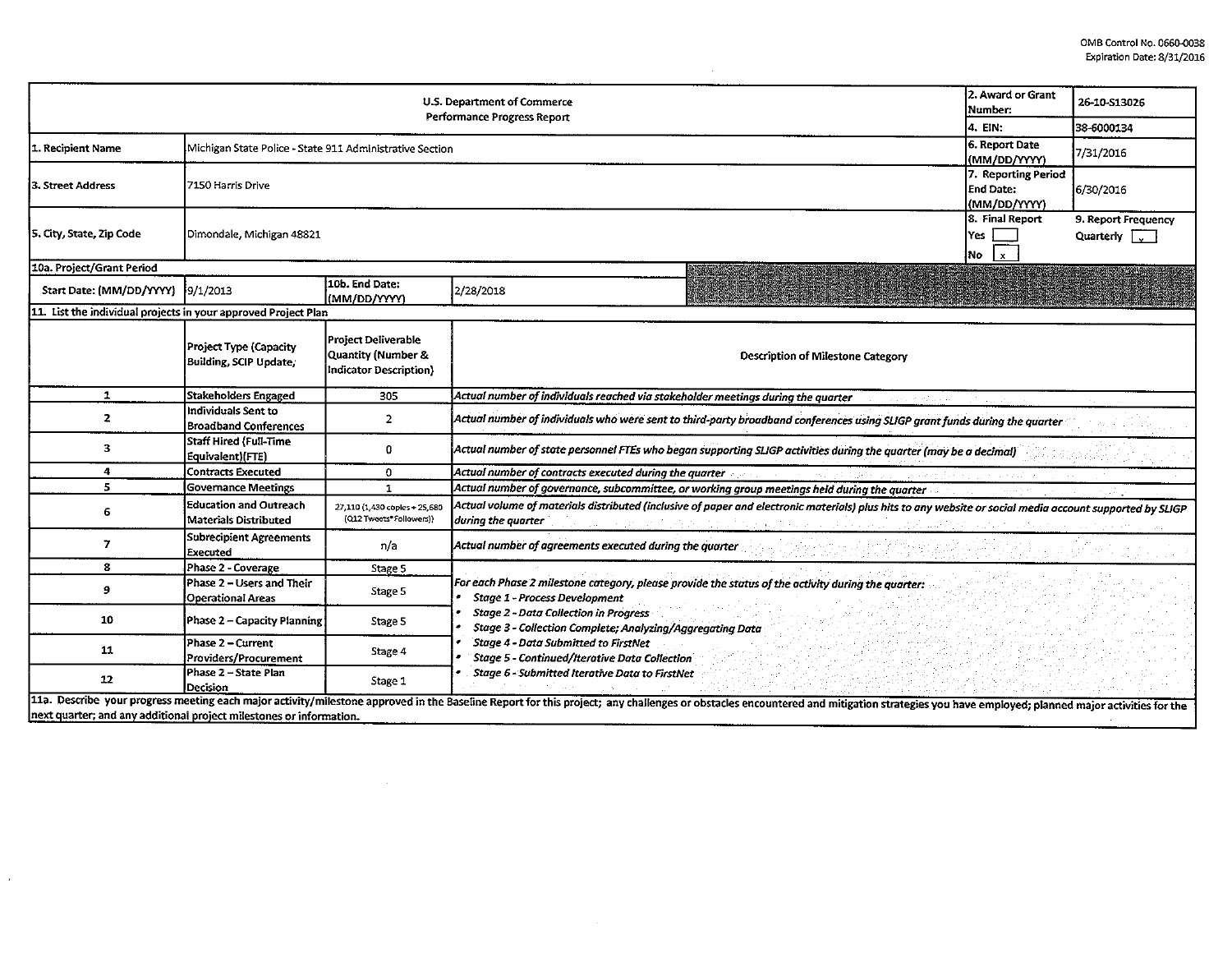OMB Control No. 0660-0038
Expiration Date: 8/31/2016

| U.S. Department of Commerce<br>Performance Progress Report | | 2. Award or Grant Number: | 26-10-S13026 |
|---|---|---|---|
| | | 4. EIN: | 38-6000134 |
| 1. Recipient Name | Michigan State Police - State 911 Administrative Section | 6. Report Date (MM/DD/YYYY) | 7/31/2016 |
| 3. Street Address | 7150 Harris Drive | 7. Reporting Period End Date: (MM/DD/YYYY) | 6/30/2016 |
| 5. City, State, Zip Code | Dimondale, Michigan 48821 | 8. Final Report<br>Yes [ ]<br>No [x] | 9. Report Frequency<br>Quarterly [v] |

**10a. Project/Grant Period**

| Start Date: (MM/DD/YYYY) | 9/1/2013 | 10b. End Date: (MM/DD/YYYY) | 2/28/2018 |
|---|---|---|---|

**11. List the individual projects in your approved Project Plan**

| | Project Type (Capacity Building, SCIP Update, | Project Deliverable Quantity (Number & Indicator Description) | Description of Milestone Category |
|---|---|---|---|
| 1 | Stakeholders Engaged | 305 | *Actual number of individuals reached via stakeholder meetings during the quarter* |
| 2 | Individuals Sent to Broadband Conferences | 2 | *Actual number of individuals who were sent to third-party broadband conferences using SLIGP grant funds during the quarter* |
| 3 | Staff Hired (Full-Time Equivalent)(FTE) | 0 | *Actual number of state personnel FTEs who began supporting SLIGP activities during the quarter (may be a decimal)* |
| 4 | Contracts Executed | 0 | *Actual number of contracts executed during the quarter* |
| 5 | Governance Meetings | 1 | *Actual number of governance, subcommittee, or working group meetings held during the quarter* |
| 6 | Education and Outreach Materials Distributed | 27,110 (1,430 copies + 25,680 (Q12 Tweets*Followers)) | *Actual volume of materials distributed (inclusive of paper and electronic materials) plus hits to any website or social media account supported by SLIGP during the quarter* |
| 7 | Subrecipient Agreements Executed | n/a | *Actual number of agreements executed during the quarter* |
| 8 | Phase 2 - Coverage | Stage 5 | *For each Phase 2 milestone category, please provide the status of the activity during the quarter:*<br>• *Stage 1 - Process Development*<br>• *Stage 2 - Data Collection in Progress*<br>• *Stage 3 - Collection Complete; Analyzing/Aggregating Data*<br>• *Stage 4 - Data Submitted to FirstNet*<br>• *Stage 5 - Continued/Iterative Data Collection*<br>• *Stage 6 - Submitted Iterative Data to FirstNet* |
| 9 | Phase 2 – Users and Their Operational Areas | Stage 5 | |
| 10 | Phase 2 – Capacity Planning | Stage 5 | |
| 11 | Phase 2 – Current Providers/Procurement | Stage 4 | |
| 12 | Phase 2 – State Plan Decision | Stage 1 | |

11a. Describe your progress meeting each major activity/milestone approved in the Baseline Report for this project; any challenges or obstacles encountered and mitigation strategies you have employed; planned major activities for the next quarter; and any additional project milestones or information.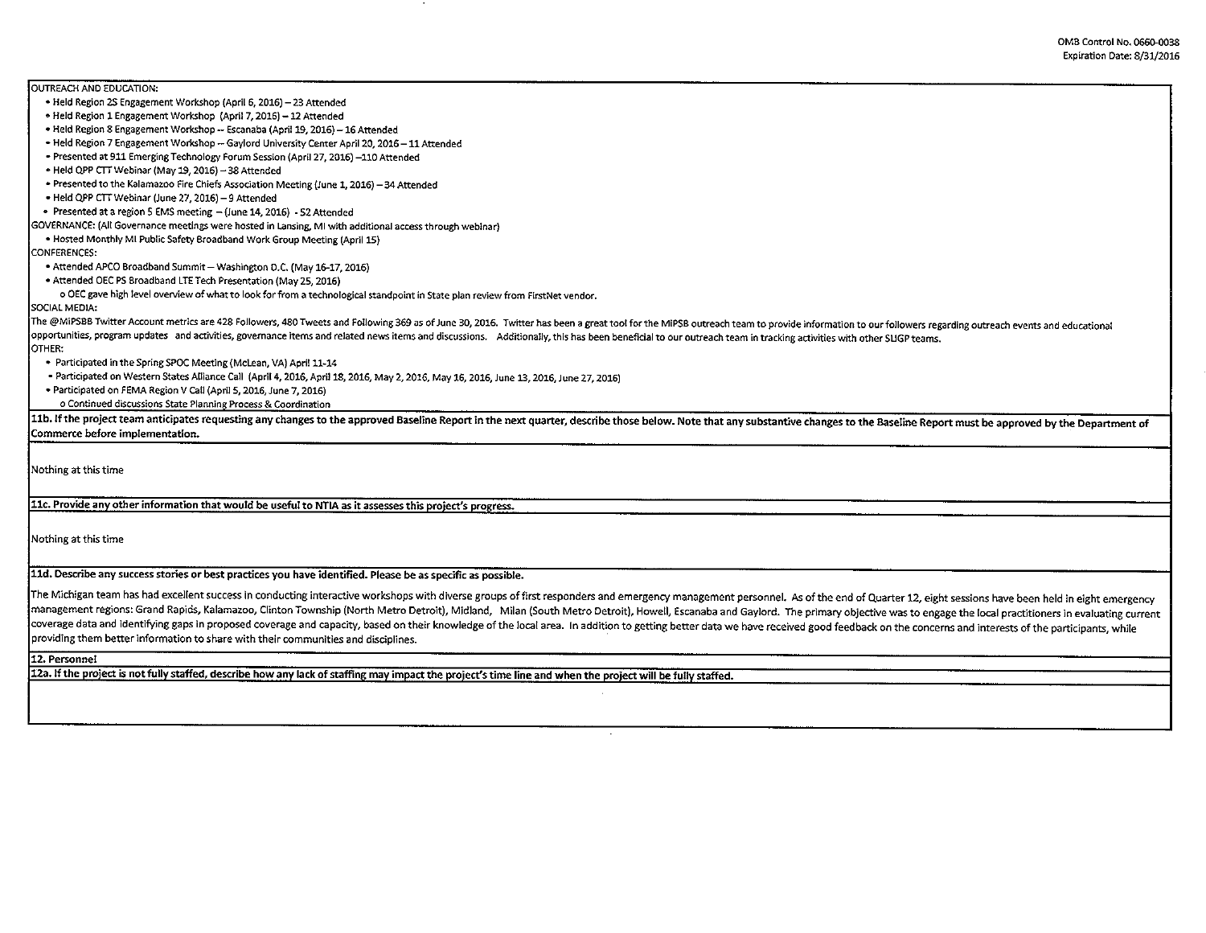OMB Control No. 0660-0038
Expiration Date: 8/31/2016

OUTREACH AND EDUCATION:

- Held Region 2S Engagement Workshop (April 6, 2016) – 23 Attended
- Held Region 1 Engagement Workshop (April 7, 2016) – 12 Attended
- Held Region 8 Engagement Workshop -- Escanaba (April 19, 2016) – 16 Attended
- Held Region 7 Engagement Workshop -- Gaylord University Center April 20, 2016 – 11 Attended
- Presented at 911 Emerging Technology Forum Session (April 27, 2016) –110 Attended
- Held QPP CTT Webinar (May 19, 2016) – 38 Attended
- Presented to the Kalamazoo Fire Chiefs Association Meeting (June 1, 2016) – 34 Attended
- Held QPP CTT Webinar (June 27, 2016) – 9 Attended
- Presented at a region 5 EMS meeting – (June 14, 2016) - 52 Attended

GOVERNANCE: (All Governance meetings were hosted in Lansing, MI with additional access through webinar)

- Hosted Monthly MI Public Safety Broadband Work Group Meeting (April 15)

CONFERENCES:

- Attended APCO Broadband Summit – Washington D.C. (May 16-17, 2016)
- Attended OEC PS Broadband LTE Tech Presentation (May 25, 2016)
  - OEC gave high level overview of what to look for from a technological standpoint in State plan review from FirstNet vendor.

SOCIAL MEDIA:

The @MiPSBB Twitter Account metrics are 428 Followers, 480 Tweets and Following 369 as of June 30, 2016. Twitter has been a great tool for the MIPSB outreach team to provide information to our followers regarding outreach events and educational opportunities, program updates and activities, governance items and related news items and discussions. Additionally, this has been beneficial to our outreach team in tracking activities with other SLIGP teams.

OTHER:

- Participated in the Spring SPOC Meeting (McLean, VA) April 11-14
- Participated on Western States Alliance Call (April 4, 2016, April 18, 2016, May 2, 2016, May 16, 2016, June 13, 2016, June 27, 2016)
- Participated on FEMA Region V Call (April 5, 2016, June 7, 2016)
  - Continued discussions State Planning Process & Coordination

**11b. If the project team anticipates requesting any changes to the approved Baseline Report in the next quarter, describe those below. Note that any substantive changes to the Baseline Report must be approved by the Department of Commerce before implementation.**

Nothing at this time

**11c. Provide any other information that would be useful to NTIA as it assesses this project's progress.**

Nothing at this time

**11d. Describe any success stories or best practices you have identified. Please be as specific as possible.**

The Michigan team has had excellent success in conducting interactive workshops with diverse groups of first responders and emergency management personnel. As of the end of Quarter 12, eight sessions have been held in eight emergency management regions: Grand Rapids, Kalamazoo, Clinton Township (North Metro Detroit), Midland, Milan (South Metro Detroit), Howell, Escanaba and Gaylord. The primary objective was to engage the local practitioners in evaluating current coverage data and identifying gaps in proposed coverage and capacity, based on their knowledge of the local area. In addition to getting better data we have received good feedback on the concerns and interests of the participants, while providing them better information to share with their communities and disciplines.

**12. Personnel**

**12a. If the project is not fully staffed, describe how any lack of staffing may impact the project's time line and when the project will be fully staffed.**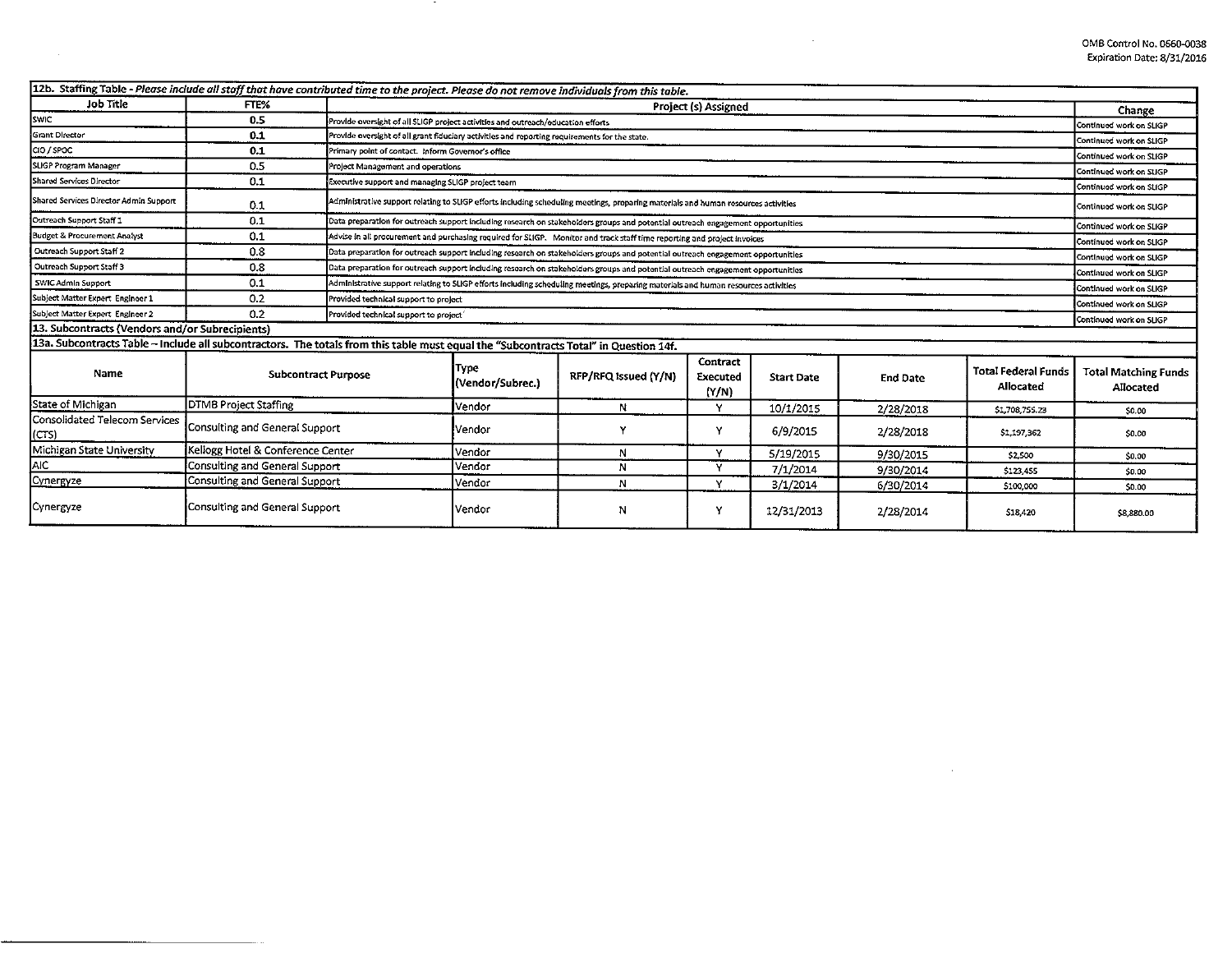OMB Control No. 0660-0038
Expiration Date: 8/31/2016

**12b. Staffing Table** - *Please include all staff that have contributed time to the project. Please do not remove individuals from this table.*

| Job Title | FTE% | Project (s) Assigned | Change |
|---|---|---|---|
| SWIC | 0.5 | Provide oversight of all SLIGP project activities and outreach/education efforts | Continued work on SLIGP |
| Grant Director | 0.1 | Provide oversight of all grant fiduciary activities and reporting requirements for the state. | Continued work on SLIGP |
| CIO / SPOC | 0.1 | Primary point of contact. Inform Governor's office | Continued work on SLIGP |
| SLIGP Program Manager | 0.5 | Project Management and operations | Continued work on SLIGP |
| Shared Services Director | 0.1 | Executive support and managing SLIGP project team | Continued work on SLIGP |
| Shared Services Director Admin Support | 0.1 | Administrative support relating to SLIGP efforts including scheduling meetings, preparing materials and human resources activities | Continued work on SLIGP |
| Outreach Support Staff 1 | 0.1 | Data preparation for outreach support including research on stakeholders groups and potential outreach engagement opportunities | Continued work on SLIGP |
| Budget & Procurement Analyst | 0.1 | Advise in all procurement and purchasing required for SLIGP. Monitor and track staff time reporting and project invoices | Continued work on SLIGP |
| Outreach Support Staff 2 | 0.8 | Data preparation for outreach support including research on stakeholders groups and potential outreach engagement opportunities | Continued work on SLIGP |
| Outreach Support Staff 3 | 0.8 | Data preparation for outreach support including research on stakeholders groups and potential outreach engagement opportunities | Continued work on SLIGP |
| SWIC Admin Support | 0.1 | Administrative support relating to SLIGP efforts including scheduling meetings, preparing materials and human resources activities | Continued work on SLIGP |
| Subject Matter Expert Engineer 1 | 0.2 | Provided technical support to project | Continued work on SLIGP |
| Subject Matter Expert Engineer 2 | 0.2 | Provided technical support to project | Continued work on SLIGP |

**13. Subcontracts (Vendors and/or Subrecipients)**

**13a. Subcontracts Table – Include all subcontractors. The totals from this table must equal the "Subcontracts Total" in Question 14f.**

| Name | Subcontract Purpose | Type (Vendor/Subrec.) | RFP/RFQ Issued (Y/N) | Contract Executed (Y/N) | Start Date | End Date | Total Federal Funds Allocated | Total Matching Funds Allocated |
|---|---|---|---|---|---|---|---|---|
| State of Michigan | DTMB Project Staffing | Vendor | N | Y | 10/1/2015 | 2/28/2018 | $1,708,755.23 | $0.00 |
| Consolidated Telecom Services (CTS) | Consulting and General Support | Vendor | Y | Y | 6/9/2015 | 2/28/2018 | $1,197,362 | $0.00 |
| Michigan State University | Kellogg Hotel & Conference Center | Vendor | N | Y | 5/19/2015 | 9/30/2015 | $2,500 | $0.00 |
| AIC | Consulting and General Support | Vendor | N | Y | 7/1/2014 | 9/30/2014 | $123,455 | $0.00 |
| Cynergyze | Consulting and General Support | Vendor | N | Y | 3/1/2014 | 6/30/2014 | $100,000 | $0.00 |
| Cynergyze | Consulting and General Support | Vendor | N | Y | 12/31/2013 | 2/28/2014 | $18,420 | $8,880.00 |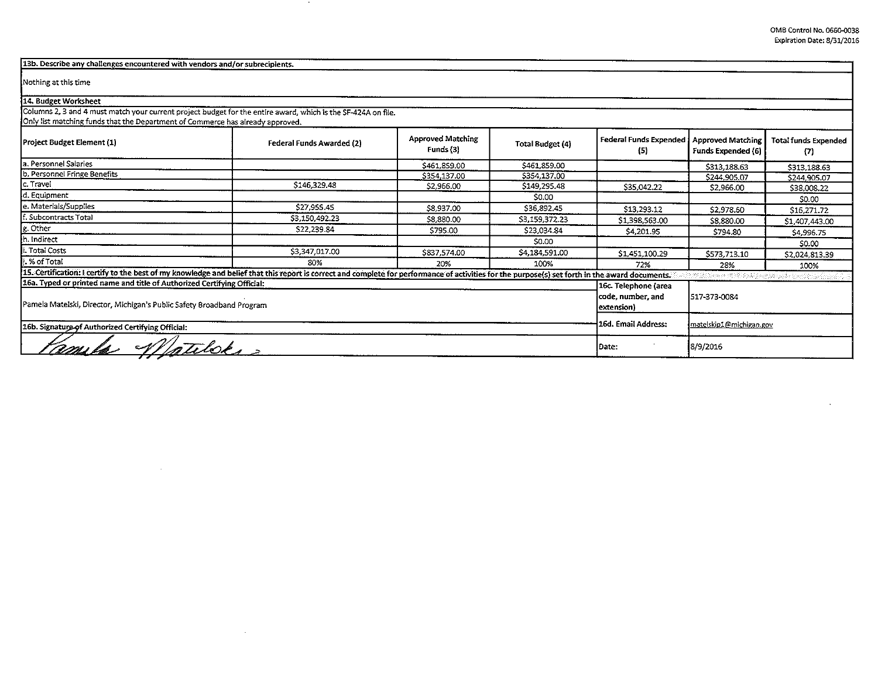OMB Control No. 0660-0038
Expiration Date: 8/31/2016

**13b. Describe any challenges encountered with vendors and/or subrecipients.**

Nothing at this time

**14. Budget Worksheet**

Columns 2, 3 and 4 must match your current project budget for the entire award, which is the SF-424A on file.
Only list matching funds that the Department of Commerce has already approved.

| Project Budget Element (1) | Federal Funds Awarded (2) | Approved Matching Funds (3) | Total Budget (4) | Federal Funds Expended (5) | Approved Matching Funds Expended (6) | Total funds Expended (7) |
|---|---|---|---|---|---|---|
| a. Personnel Salaries | | $461,859.00 | $461,859.00 | | $313,188.63 | $313,188.63 |
| b. Personnel Fringe Benefits | | $354,137.00 | $354,137.00 | | $244,905.07 | $244,905.07 |
| c. Travel | $146,329.48 | $2,966.00 | $149,295.48 | $35,042.22 | $2,966.00 | $38,008.22 |
| d. Equipment | | | $0.00 | | | $0.00 |
| e. Materials/Supplies | $27,955.45 | $8,937.00 | $36,892.45 | $13,293.12 | $2,978.60 | $16,271.72 |
| f. Subcontracts Total | $3,150,492.23 | $8,880.00 | $3,159,372.23 | $1,398,563.00 | $8,880.00 | $1,407,443.00 |
| g. Other | $22,239.84 | $795.00 | $23,034.84 | $4,201.95 | $794.80 | $4,996.75 |
| h. Indirect | | | $0.00 | | | $0.00 |
| i. Total Costs | $3,347,017.00 | $837,574.00 | $4,184,591.00 | $1,451,100.29 | $573,713.10 | $2,024,813.39 |
| j. % of Total | 80% | 20% | 100% | 72% | 28% | 100% |

**15. Certification: I certify to the best of my knowledge and belief that this report is correct and complete for performance of activities for the purpose(s) set forth in the award documents.**

| | | | |
|---|---|---|---|
| **16a. Typed or printed name and title of Authorized Certifying Official:** Pamela Matelski, Director, Michigan's Public Safety Broadband Program | | **16c. Telephone (area code, number, and extension)** | 517-373-0084 |
| **16b. Signature of Authorized Certifying Official:** | | **16d. Email Address:** | matelskip1@michigan.gov |
| Pamela Matelski | | Date: | 8/9/2016 |